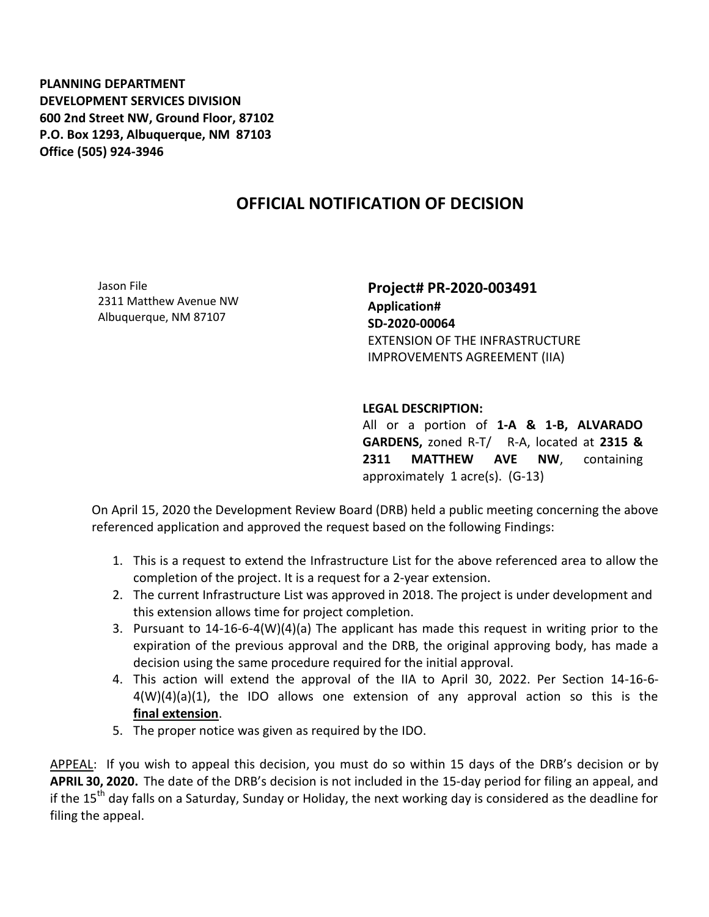**PLANNING DEPARTMENT**
**DEVELOPMENT SERVICES DIVISION**
**600 2nd Street NW, Ground Floor, 87102**
**P.O. Box 1293, Albuquerque, NM 87103**
**Office (505) 924-3946**

# OFFICIAL NOTIFICATION OF DECISION

Jason File
2311 Matthew Avenue NW
Albuquerque, NM 87107

**Project# PR-2020-003491**
**Application#**
**SD-2020-00064**
EXTENSION OF THE INFRASTRUCTURE IMPROVEMENTS AGREEMENT (IIA)

**LEGAL DESCRIPTION:**
All or a portion of **1-A & 1-B, ALVARADO GARDENS,** zoned R-T/ R-A, located at **2315 & 2311 MATTHEW AVE NW**, containing approximately 1 acre(s). (G-13)

On April 15, 2020 the Development Review Board (DRB) held a public meeting concerning the above referenced application and approved the request based on the following Findings:

1. This is a request to extend the Infrastructure List for the above referenced area to allow the completion of the project. It is a request for a 2-year extension.
2. The current Infrastructure List was approved in 2018. The project is under development and this extension allows time for project completion.
3. Pursuant to 14-16-6-4(W)(4)(a) The applicant has made this request in writing prior to the expiration of the previous approval and the DRB, the original approving body, has made a decision using the same procedure required for the initial approval.
4. This action will extend the approval of the IIA to April 30, 2022. Per Section 14-16-6-4(W)(4)(a)(1), the IDO allows one extension of any approval action so this is the **final extension**.
5. The proper notice was given as required by the IDO.

APPEAL: If you wish to appeal this decision, you must do so within 15 days of the DRB's decision or by **APRIL 30, 2020.** The date of the DRB's decision is not included in the 15-day period for filing an appeal, and if the 15th day falls on a Saturday, Sunday or Holiday, the next working day is considered as the deadline for filing the appeal.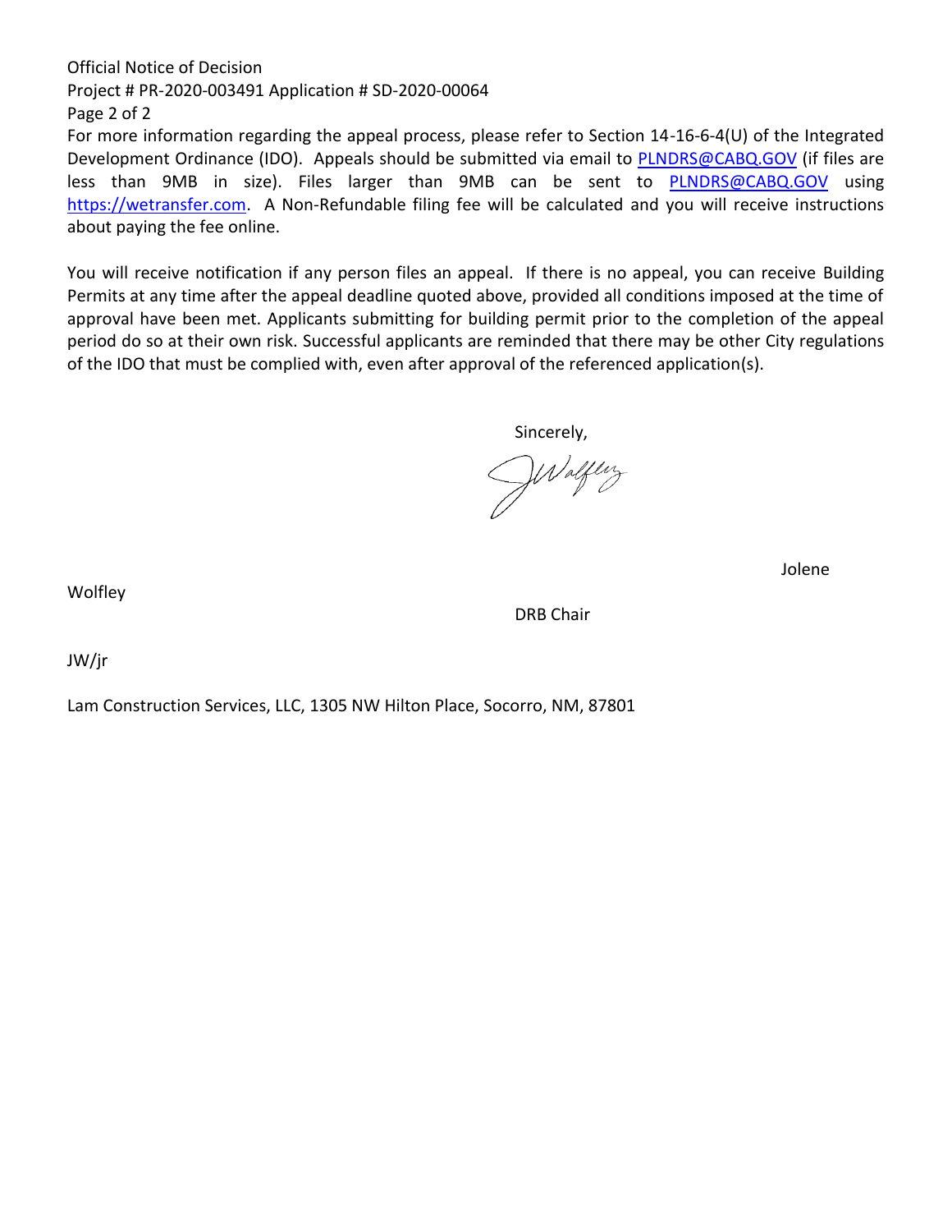For more information regarding the appeal process, please refer to Section 14-16-6-4(U) of the Integrated Development Ordinance (IDO). Appeals should be submitted via email to PLNDRS@CABQ.GOV (if files are less than 9MB in size). Files larger than 9MB can be sent to PLNDRS@CABQ.GOV using https://wetransfer.com. A Non-Refundable filing fee will be calculated and you will receive instructions about paying the fee online.

You will receive notification if any person files an appeal. If there is no appeal, you can receive Building Permits at any time after the appeal deadline quoted above, provided all conditions imposed at the time of approval have been met. Applicants submitting for building permit prior to the completion of the appeal period do so at their own risk. Successful applicants are reminded that there may be other City regulations of the IDO that must be complied with, even after approval of the referenced application(s).

Sincerely,

Jolene Wolfley

DRB Chair

JW/jr

Lam Construction Services, LLC, 1305 NW Hilton Place, Socorro, NM, 87801